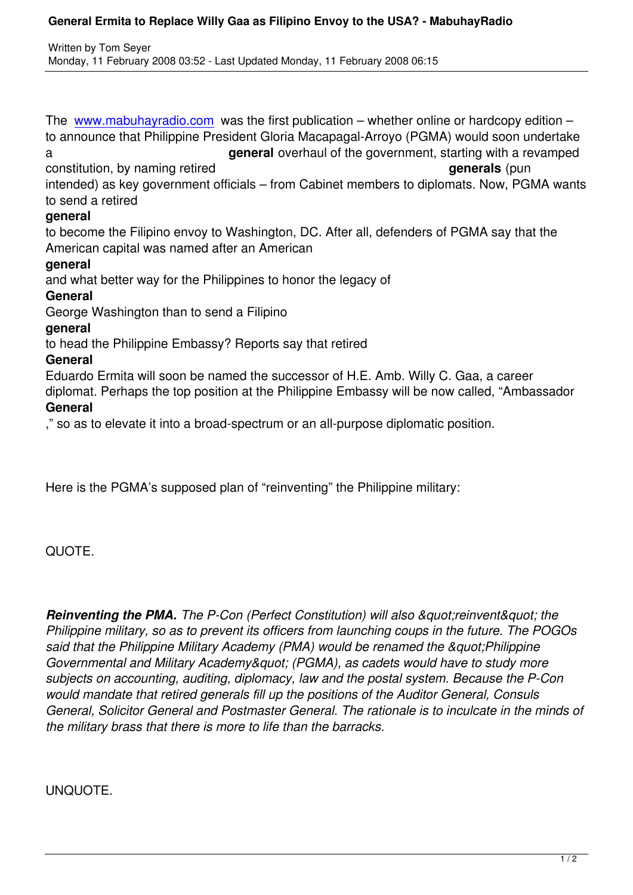The www.mabuhayradio.com was the first publication – whether online or hardcopy edition – to announce that Philippine President Gloria Macapagal-Arroyo (PGMA) would soon undertake a **general** overhaul of the government, starting with a revamped constitution, by naming retired **generals** (pun intended) as key government officials – from Cabinet members to diplomats. Now, PGMA wants to send a retired **general** to become the Filipino envoy to Washington, DC. After all, defenders of PGMA say that the American capital was named after an American **general** and what better way for the Philippines to honor the legacy of **General** George Washington than to send a Filipino **general** to head the Philippine Embassy? Reports say that retired **General** Eduardo Ermita will soon be named the successor of H.E. Amb. Willy C. Gaa, a career diplomat. Perhaps the top position at the Philippine Embassy will be now called, "Ambassador **General**," so as to elevate it into a broad-spectrum or an all-purpose diplomatic position.

Here is the PGMA's supposed plan of "reinventing" the Philippine military:

QUOTE.

***Reinventing the PMA.*** *The P-Con (Perfect Constitution) will also &quot;reinvent&quot; the Philippine military, so as to prevent its officers from launching coups in the future. The POGOs said that the Philippine Military Academy (PMA) would be renamed the &quot;Philippine Governmental and Military Academy&quot; (PGMA), as cadets would have to study more subjects on accounting, auditing, diplomacy, law and the postal system. Because the P-Con would mandate that retired generals fill up the positions of the Auditor General, Consuls General, Solicitor General and Postmaster General. The rationale is to inculcate in the minds of the military brass that there is more to life than the barracks.*

UNQUOTE.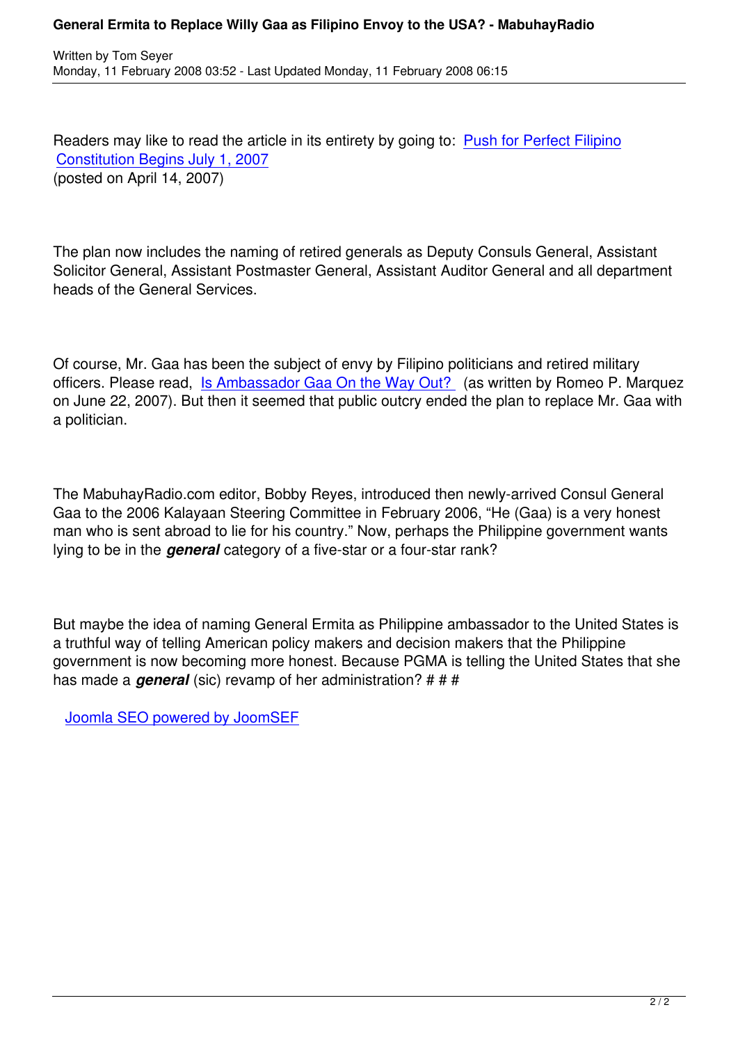Readers may like to read the article in its entirety by going to: Push for Perfect Filipino Constitution Begins July 1, 2007
(posted on April 14, 2007)

The plan now includes the naming of retired generals as Deputy Consuls General, Assistant Solicitor General, Assistant Postmaster General, Assistant Auditor General and all department heads of the General Services.

Of course, Mr. Gaa has been the subject of envy by Filipino politicians and retired military officers. Please read, Is Ambassador Gaa On the Way Out? (as written by Romeo P. Marquez on June 22, 2007). But then it seemed that public outcry ended the plan to replace Mr. Gaa with a politician.

The MabuhayRadio.com editor, Bobby Reyes, introduced then newly-arrived Consul General Gaa to the 2006 Kalayaan Steering Committee in February 2006, "He (Gaa) is a very honest man who is sent abroad to lie for his country." Now, perhaps the Philippine government wants lying to be in the ***general*** category of a five-star or a four-star rank?

But maybe the idea of naming General Ermita as Philippine ambassador to the United States is a truthful way of telling American policy makers and decision makers that the Philippine government is now becoming more honest. Because PGMA is telling the United States that she has made a ***general*** (sic) revamp of her administration? # # #

Joomla SEO powered by JoomSEF